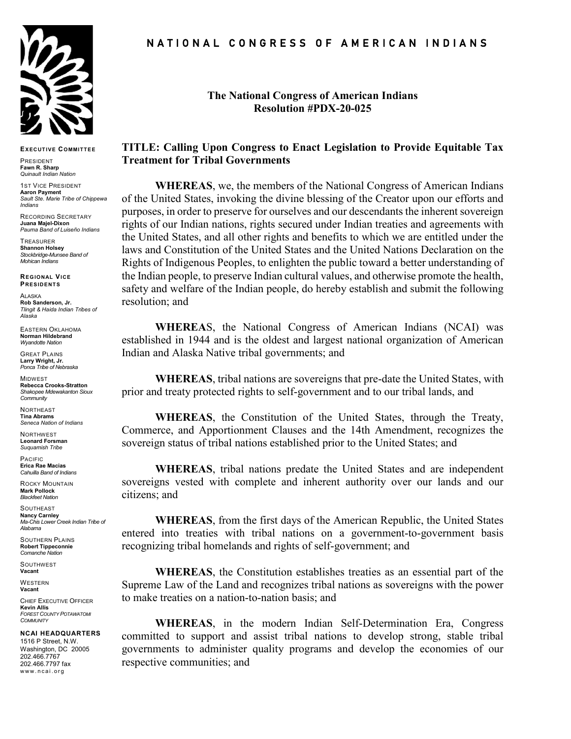# NATIONAL CONGRESS OF AMERICAN INDIANS

**EXECUTIVE COMMITTEE**

PRESIDENT
**Fawn R. Sharp**
*Quinault Indian Nation*

1ST VICE PRESIDENT
**Aaron Payment**
*Sault Ste. Marie Tribe of Chippewa Indians*

RECORDING SECRETARY
**Juana Majel-Dixon**
*Pauma Band of Luiseño Indians*

TREASURER
**Shannon Holsey**
*Stockbridge-Munsee Band of Mohican Indians*

**REGIONAL VICE PRESIDENTS**

ALASKA
**Rob Sanderson, Jr.**
*Tlingit & Haida Indian Tribes of Alaska*

EASTERN OKLAHOMA
**Norman Hildebrand**
*Wyandotte Nation*

GREAT PLAINS
**Larry Wright, Jr.**
*Ponca Tribe of Nebraska*

MIDWEST
**Rebecca Crooks-Stratton**
*Shakopee Mdewakanton Sioux Community*

NORTHEAST
**Tina Abrams**
*Seneca Nation of Indians*

NORTHWEST
**Leonard Forsman**
*Suquamish Tribe*

PACIFIC
**Erica Rae Macias**
*Cahuilla Band of Indians*

ROCKY MOUNTAIN
**Mark Pollock**
*Blackfeet Nation*

SOUTHEAST
**Nancy Carnley**
*Ma-Chis Lower Creek Indian Tribe of Alabama*

SOUTHERN PLAINS
**Robert Tippeconnie**
*Comanche Nation*

SOUTHWEST
**Vacant**

WESTERN
**Vacant**

CHIEF EXECUTIVE OFFICER
**Kevin Allis**
*FOREST COUNTY POTAWATOMI COMMUNITY*

**NCAI HEADQUARTERS**
1516 P Street, N.W.
Washington, DC 20005
202.466.7767
202.466.7797 fax
www.ncai.org

## The National Congress of American Indians
## Resolution #PDX-20-025

### TITLE: Calling Upon Congress to Enact Legislation to Provide Equitable Tax Treatment for Tribal Governments

**WHEREAS**, we, the members of the National Congress of American Indians of the United States, invoking the divine blessing of the Creator upon our efforts and purposes, in order to preserve for ourselves and our descendants the inherent sovereign rights of our Indian nations, rights secured under Indian treaties and agreements with the United States, and all other rights and benefits to which we are entitled under the laws and Constitution of the United States and the United Nations Declaration on the Rights of Indigenous Peoples, to enlighten the public toward a better understanding of the Indian people, to preserve Indian cultural values, and otherwise promote the health, safety and welfare of the Indian people, do hereby establish and submit the following resolution; and

**WHEREAS**, the National Congress of American Indians (NCAI) was established in 1944 and is the oldest and largest national organization of American Indian and Alaska Native tribal governments; and

**WHEREAS**, tribal nations are sovereigns that pre-date the United States, with prior and treaty protected rights to self-government and to our tribal lands, and

**WHEREAS**, the Constitution of the United States, through the Treaty, Commerce, and Apportionment Clauses and the 14th Amendment, recognizes the sovereign status of tribal nations established prior to the United States; and

**WHEREAS**, tribal nations predate the United States and are independent sovereigns vested with complete and inherent authority over our lands and our citizens; and

**WHEREAS**, from the first days of the American Republic, the United States entered into treaties with tribal nations on a government-to-government basis recognizing tribal homelands and rights of self-government; and

**WHEREAS**, the Constitution establishes treaties as an essential part of the Supreme Law of the Land and recognizes tribal nations as sovereigns with the power to make treaties on a nation-to-nation basis; and

**WHEREAS**, in the modern Indian Self-Determination Era, Congress committed to support and assist tribal nations to develop strong, stable tribal governments to administer quality programs and develop the economies of our respective communities; and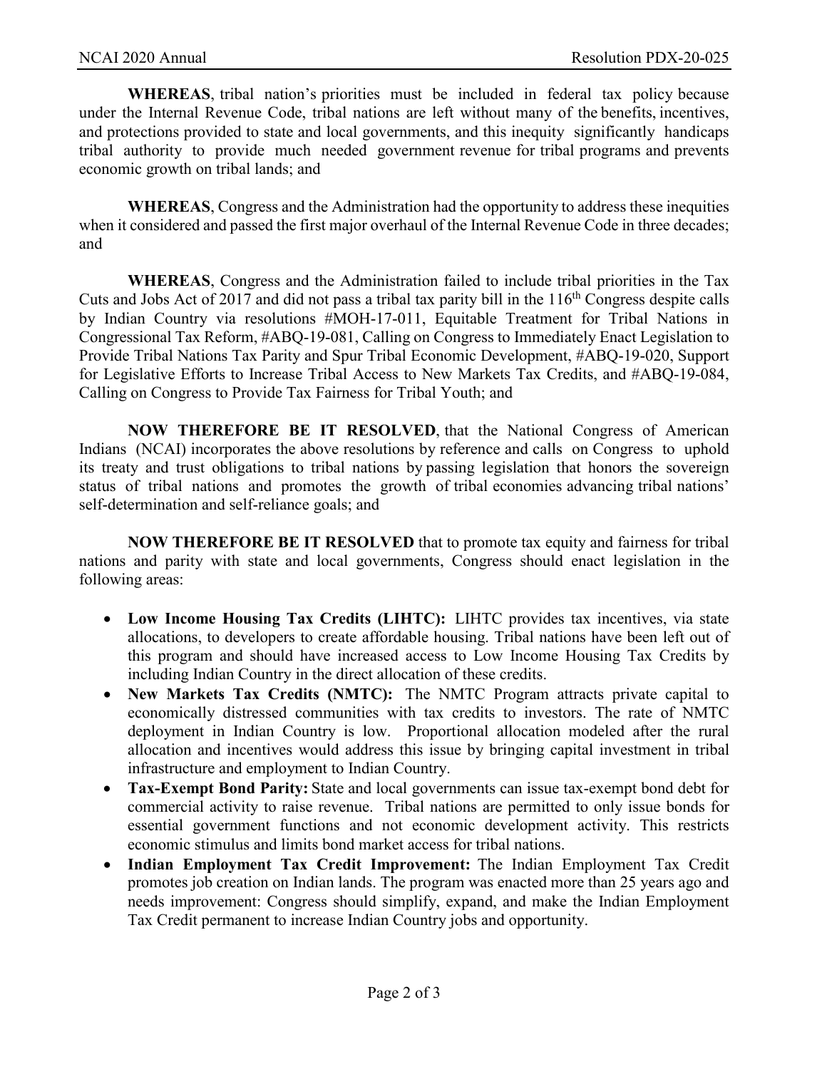**WHEREAS**, tribal nation's priorities must be included in federal tax policy because under the Internal Revenue Code, tribal nations are left without many of the benefits, incentives, and protections provided to state and local governments, and this inequity significantly handicaps tribal authority to provide much needed government revenue for tribal programs and prevents economic growth on tribal lands; and

**WHEREAS**, Congress and the Administration had the opportunity to address these inequities when it considered and passed the first major overhaul of the Internal Revenue Code in three decades; and

**WHEREAS**, Congress and the Administration failed to include tribal priorities in the Tax Cuts and Jobs Act of 2017 and did not pass a tribal tax parity bill in the 116th Congress despite calls by Indian Country via resolutions #MOH-17-011, Equitable Treatment for Tribal Nations in Congressional Tax Reform, #ABQ-19-081, Calling on Congress to Immediately Enact Legislation to Provide Tribal Nations Tax Parity and Spur Tribal Economic Development, #ABQ-19-020, Support for Legislative Efforts to Increase Tribal Access to New Markets Tax Credits, and #ABQ-19-084, Calling on Congress to Provide Tax Fairness for Tribal Youth; and

**NOW THEREFORE BE IT RESOLVED**, that the National Congress of American Indians (NCAI) incorporates the above resolutions by reference and calls on Congress to uphold its treaty and trust obligations to tribal nations by passing legislation that honors the sovereign status of tribal nations and promotes the growth of tribal economies advancing tribal nations' self-determination and self-reliance goals; and

**NOW THEREFORE BE IT RESOLVED** that to promote tax equity and fairness for tribal nations and parity with state and local governments, Congress should enact legislation in the following areas:

- **Low Income Housing Tax Credits (LIHTC):** LIHTC provides tax incentives, via state allocations, to developers to create affordable housing. Tribal nations have been left out of this program and should have increased access to Low Income Housing Tax Credits by including Indian Country in the direct allocation of these credits.
- **New Markets Tax Credits (NMTC):** The NMTC Program attracts private capital to economically distressed communities with tax credits to investors. The rate of NMTC deployment in Indian Country is low. Proportional allocation modeled after the rural allocation and incentives would address this issue by bringing capital investment in tribal infrastructure and employment to Indian Country.
- **Tax-Exempt Bond Parity:** State and local governments can issue tax-exempt bond debt for commercial activity to raise revenue. Tribal nations are permitted to only issue bonds for essential government functions and not economic development activity. This restricts economic stimulus and limits bond market access for tribal nations.
- **Indian Employment Tax Credit Improvement:** The Indian Employment Tax Credit promotes job creation on Indian lands. The program was enacted more than 25 years ago and needs improvement: Congress should simplify, expand, and make the Indian Employment Tax Credit permanent to increase Indian Country jobs and opportunity.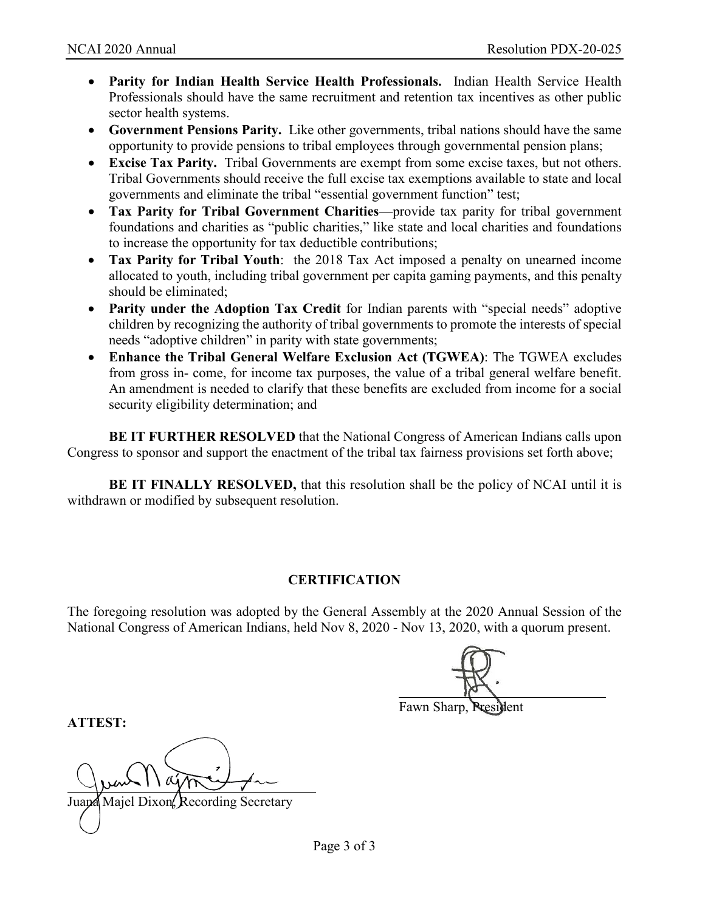- **Parity for Indian Health Service Health Professionals.** Indian Health Service Health Professionals should have the same recruitment and retention tax incentives as other public sector health systems.
- **Government Pensions Parity.** Like other governments, tribal nations should have the same opportunity to provide pensions to tribal employees through governmental pension plans;
- **Excise Tax Parity.** Tribal Governments are exempt from some excise taxes, but not others. Tribal Governments should receive the full excise tax exemptions available to state and local governments and eliminate the tribal "essential government function" test;
- **Tax Parity for Tribal Government Charities**—provide tax parity for tribal government foundations and charities as "public charities," like state and local charities and foundations to increase the opportunity for tax deductible contributions;
- **Tax Parity for Tribal Youth**: the 2018 Tax Act imposed a penalty on unearned income allocated to youth, including tribal government per capita gaming payments, and this penalty should be eliminated;
- **Parity under the Adoption Tax Credit** for Indian parents with "special needs" adoptive children by recognizing the authority of tribal governments to promote the interests of special needs "adoptive children" in parity with state governments;
- **Enhance the Tribal General Welfare Exclusion Act (TGWEA)**: The TGWEA excludes from gross in- come, for income tax purposes, the value of a tribal general welfare benefit. An amendment is needed to clarify that these benefits are excluded from income for a social security eligibility determination; and

**BE IT FURTHER RESOLVED** that the National Congress of American Indians calls upon Congress to sponsor and support the enactment of the tribal tax fairness provisions set forth above;

**BE IT FINALLY RESOLVED,** that this resolution shall be the policy of NCAI until it is withdrawn or modified by subsequent resolution.

## CERTIFICATION

The foregoing resolution was adopted by the General Assembly at the 2020 Annual Session of the National Congress of American Indians, held Nov 8, 2020 - Nov 13, 2020, with a quorum present.

Fawn Sharp, President

**ATTEST:**

Juana Majel Dixon, Recording Secretary